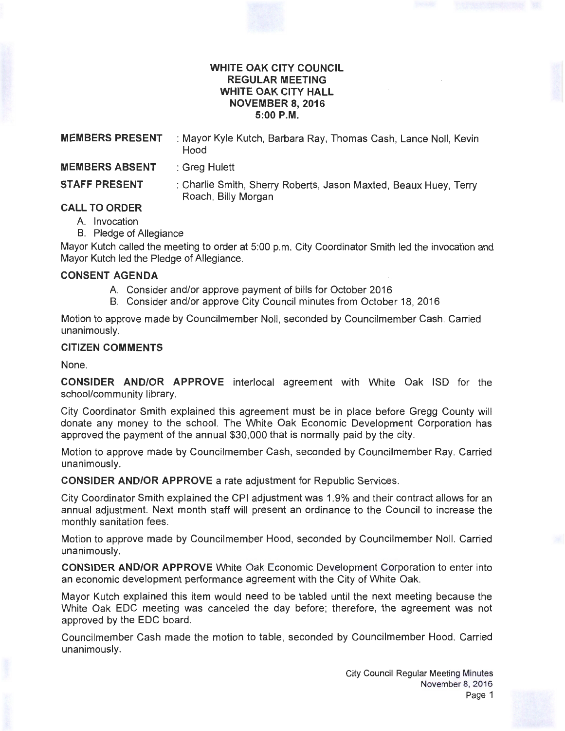# WHITE OAK CITY COUNCIL
## REGULAR MEETING
## WHITE OAK CITY HALL
## NOVEMBER 8, 2016
## 5:00 P.M.

**MEMBERS PRESENT** : Mayor Kyle Kutch, Barbara Ray, Thomas Cash, Lance Noll, Kevin Hood

**MEMBERS ABSENT** : Greg Hulett

**STAFF PRESENT** : Charlie Smith, Sherry Roberts, Jason Maxted, Beaux Huey, Terry Roach, Billy Morgan

**CALL TO ORDER**

A. Invocation
B. Pledge of Allegiance

Mayor Kutch called the meeting to order at 5:00 p.m. City Coordinator Smith led the invocation and Mayor Kutch led the Pledge of Allegiance.

**CONSENT AGENDA**

A. Consider and/or approve payment of bills for October 2016
B. Consider and/or approve City Council minutes from October 18, 2016

Motion to approve made by Councilmember Noll, seconded by Councilmember Cash. Carried unanimously.

**CITIZEN COMMENTS**

None.

**CONSIDER AND/OR APPROVE** interlocal agreement with White Oak ISD for the school/community library.

City Coordinator Smith explained this agreement must be in place before Gregg County will donate any money to the school. The White Oak Economic Development Corporation has approved the payment of the annual $30,000 that is normally paid by the city.

Motion to approve made by Councilmember Cash, seconded by Councilmember Ray. Carried unanimously.

**CONSIDER AND/OR APPROVE** a rate adjustment for Republic Services.

City Coordinator Smith explained the CPI adjustment was 1.9% and their contract allows for an annual adjustment. Next month staff will present an ordinance to the Council to increase the monthly sanitation fees.

Motion to approve made by Councilmember Hood, seconded by Councilmember Noll. Carried unanimously.

**CONSIDER AND/OR APPROVE** White Oak Economic Development Corporation to enter into an economic development performance agreement with the City of White Oak.

Mayor Kutch explained this item would need to be tabled until the next meeting because the White Oak EDC meeting was canceled the day before; therefore, the agreement was not approved by the EDC board.

Councilmember Cash made the motion to table, seconded by Councilmember Hood. Carried unanimously.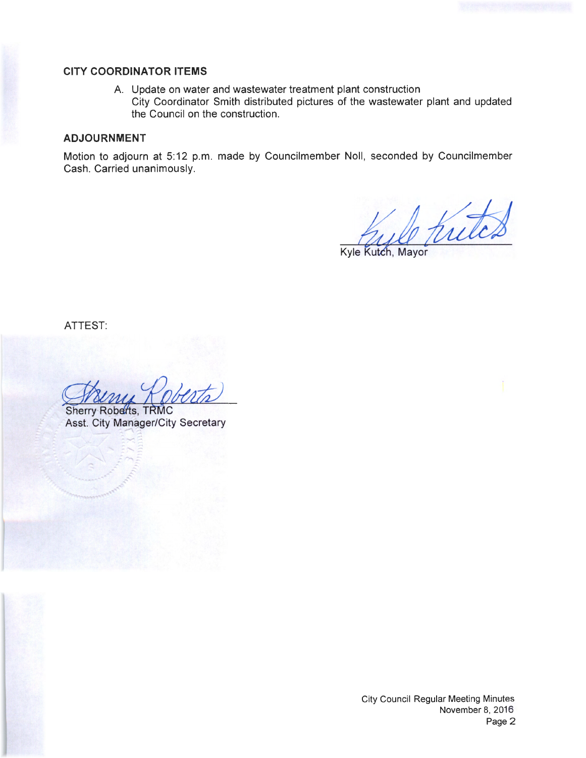## CITY COORDINATOR ITEMS

A. Update on water and wastewater treatment plant construction
   City Coordinator Smith distributed pictures of the wastewater plant and updated the Council on the construction.

## ADJOURNMENT

Motion to adjourn at 5:12 p.m. made by Councilmember Noll, seconded by Councilmember Cash. Carried unanimously.

Kyle Kutch, Mayor

ATTEST:

Sherry Roberts, TRMC
Asst. City Manager/City Secretary

City Council Regular Meeting Minutes
November 8, 2016